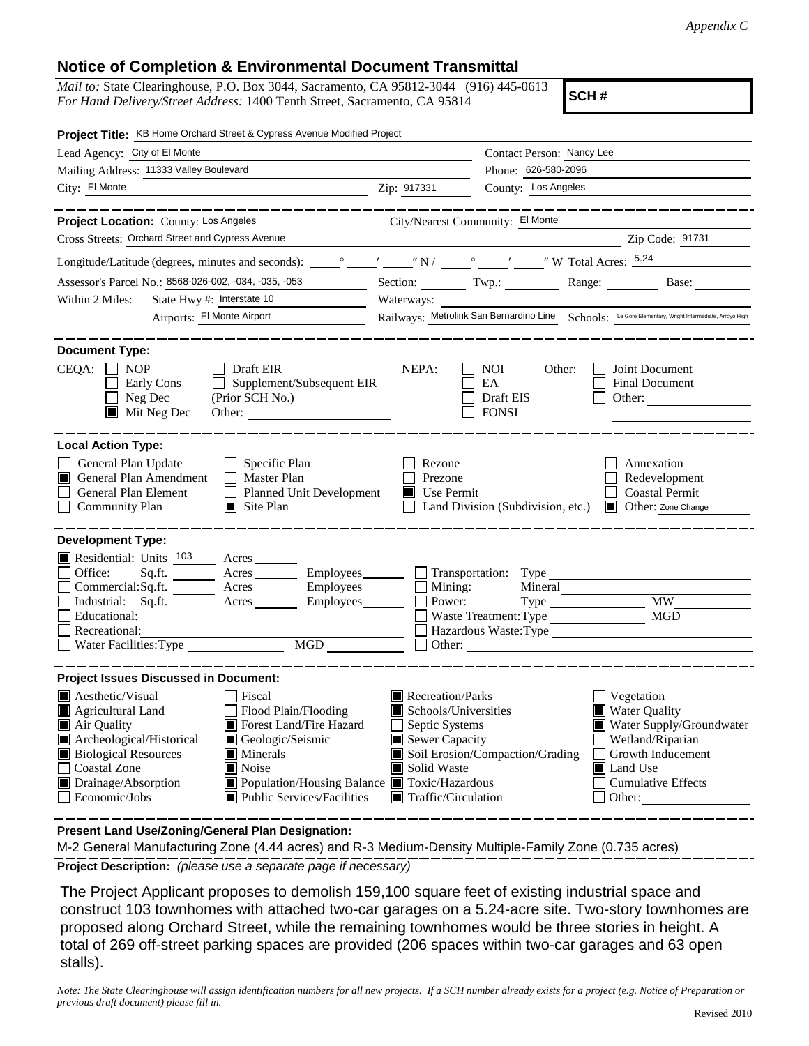*Appendix C*

# Notice of Completion & Environmental Document Transmittal

*Mail to:* State Clearinghouse, P.O. Box 3044, Sacramento, CA 95812-3044 (916) 445-0613
*For Hand Delivery/Street Address:* 1400 Tenth Street, Sacramento, CA 95814

**SCH #**

**Project Title:** KB Home Orchard Street & Cypress Avenue Modified Project

Lead Agency: City of El Monte
Contact Person: Nancy Lee
Mailing Address: 11333 Valley Boulevard
Phone: 626-580-2096
City: El Monte
Zip: 917331
County: Los Angeles

---

**Project Location:** County: Los Angeles
City/Nearest Community: El Monte
Cross Streets: Orchard Street and Cypress Avenue
Zip Code: 91731
Longitude/Latitude (degrees, minutes and seconds): ____° ____′ ____″ N / ____° ____′ ____″ W Total Acres: 5.24
Assessor's Parcel No.: 8568-026-002, -034, -035, -053
Section: ____ Twp.: ____ Range: ____ Base: ____
Within 2 Miles: State Hwy #: Interstate 10
Waterways:
Airports: El Monte Airport
Railways: Metrolink San Bernardino Line
Schools: Le Gore Elementary, Wright Intermediate, Arroyo High

---

**Document Type:**

CEQA:
- ☐ NOP
- ☐ Early Cons
- ☐ Neg Dec
- ■ Mit Neg Dec
- ☐ Draft EIR
- ☐ Supplement/Subsequent EIR (Prior SCH No.) ________
- Other: ________

NEPA:
- ☐ NOI
- ☐ EA
- ☐ Draft EIS
- ☐ FONSI

Other:
- ☐ Joint Document
- ☐ Final Document
- ☐ Other: ________

---

**Local Action Type:**

- ☐ General Plan Update
- ■ General Plan Amendment
- ☐ General Plan Element
- ☐ Community Plan
- ☐ Specific Plan
- ☐ Master Plan
- ☐ Planned Unit Development
- ■ Site Plan
- ☐ Rezone
- ☐ Prezone
- ■ Use Permit
- ☐ Land Division (Subdivision, etc.)
- ☐ Annexation
- ☐ Redevelopment
- ☐ Coastal Permit
- ■ Other: Zone Change

---

**Development Type:**

- ■ Residential: Units 103 Acres ____
- ☐ Office: Sq.ft. ____ Acres ____ Employees ____
- ☐ Commercial: Sq.ft. ____ Acres ____ Employees ____
- ☐ Industrial: Sq.ft. ____ Acres ____ Employees ____
- ☐ Educational: ____
- ☐ Recreational: ____
- ☐ Water Facilities: Type ____ MGD ____
- ☐ Transportation: Type ____
- ☐ Mining: Mineral ____
- ☐ Power: Type ____ MW ____
- ☐ Waste Treatment: Type ____ MGD ____
- ☐ Hazardous Waste: Type ____
- ☐ Other: ____

---

**Project Issues Discussed in Document:**

- ■ Aesthetic/Visual
- ■ Agricultural Land
- ■ Air Quality
- ■ Archeological/Historical
- ■ Biological Resources
- ☐ Coastal Zone
- ■ Drainage/Absorption
- ☐ Economic/Jobs
- ☐ Fiscal
- ☐ Flood Plain/Flooding
- ■ Forest Land/Fire Hazard
- ■ Geologic/Seismic
- ■ Minerals
- ■ Noise
- ■ Population/Housing Balance
- ■ Public Services/Facilities
- ■ Recreation/Parks
- ■ Schools/Universities
- ☐ Septic Systems
- ■ Sewer Capacity
- ■ Soil Erosion/Compaction/Grading
- ■ Solid Waste
- ■ Toxic/Hazardous
- ■ Traffic/Circulation
- ☐ Vegetation
- ■ Water Quality
- ■ Water Supply/Groundwater
- ☐ Wetland/Riparian
- ☐ Growth Inducement
- ■ Land Use
- ☐ Cumulative Effects
- ☐ Other: ____

---

**Present Land Use/Zoning/General Plan Designation:**

M-2 General Manufacturing Zone (4.44 acres) and R-3 Medium-Density Multiple-Family Zone (0.735 acres)

**Project Description:** *(please use a separate page if necessary)*

The Project Applicant proposes to demolish 159,100 square feet of existing industrial space and construct 103 townhomes with attached two-car garages on a 5.24-acre site. Two-story townhomes are proposed along Orchard Street, while the remaining townhomes would be three stories in height. A total of 269 off-street parking spaces are provided (206 spaces within two-car garages and 63 open stalls).

*Note: The State Clearinghouse will assign identification numbers for all new projects. If a SCH number already exists for a project (e.g. Notice of Preparation or previous draft document) please fill in.*

Revised 2010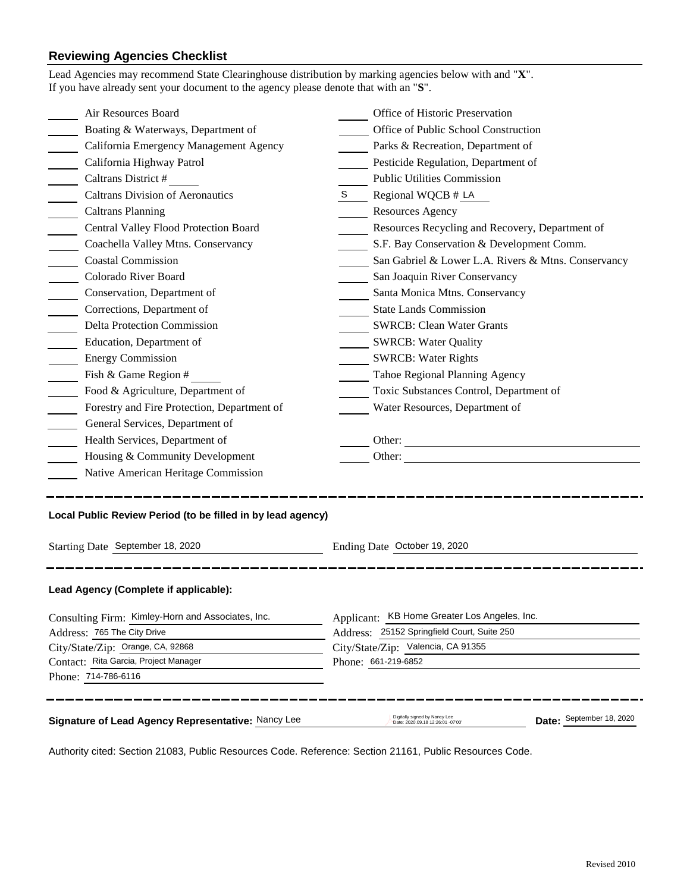## Reviewing Agencies Checklist

Lead Agencies may recommend State Clearinghouse distribution by marking agencies below with and "**X**".
If you have already sent your document to the agency please denote that with an "**S**".

| | | | |
|---|---|---|---|
| ____ | Air Resources Board | ____ | Office of Historic Preservation |
| ____ | Boating & Waterways, Department of | ____ | Office of Public School Construction |
| ____ | California Emergency Management Agency | ____ | Parks & Recreation, Department of |
| ____ | California Highway Patrol | ____ | Pesticide Regulation, Department of |
| ____ | Caltrans District # ____ | ____ | Public Utilities Commission |
| ____ | Caltrans Division of Aeronautics | S | Regional WQCB # LA |
| ____ | Caltrans Planning | ____ | Resources Agency |
| ____ | Central Valley Flood Protection Board | ____ | Resources Recycling and Recovery, Department of |
| ____ | Coachella Valley Mtns. Conservancy | ____ | S.F. Bay Conservation & Development Comm. |
| ____ | Coastal Commission | ____ | San Gabriel & Lower L.A. Rivers & Mtns. Conservancy |
| ____ | Colorado River Board | ____ | San Joaquin River Conservancy |
| ____ | Conservation, Department of | ____ | Santa Monica Mtns. Conservancy |
| ____ | Corrections, Department of | ____ | State Lands Commission |
| ____ | Delta Protection Commission | ____ | SWRCB: Clean Water Grants |
| ____ | Education, Department of | ____ | SWRCB: Water Quality |
| ____ | Energy Commission | ____ | SWRCB: Water Rights |
| ____ | Fish & Game Region # ____ | ____ | Tahoe Regional Planning Agency |
| ____ | Food & Agriculture, Department of | ____ | Toxic Substances Control, Department of |
| ____ | Forestry and Fire Protection, Department of | ____ | Water Resources, Department of |
| ____ | General Services, Department of | | |
| ____ | Health Services, Department of | ____ | Other: ____ |
| ____ | Housing & Community Development | ____ | Other: ____ |
| ____ | Native American Heritage Commission | | |

---

**Local Public Review Period (to be filled in by lead agency)**

Starting Date September 18, 2020 Ending Date October 19, 2020

---

**Lead Agency (Complete if applicable):**

| | |
|---|---|
| Consulting Firm: Kimley-Horn and Associates, Inc. | Applicant: KB Home Greater Los Angeles, Inc. |
| Address: 765 The City Drive | Address: 25152 Springfield Court, Suite 250 |
| City/State/Zip: Orange, CA, 92868 | City/State/Zip: Valencia, CA 91355 |
| Contact: Rita Garcia, Project Manager | Phone: 661-219-6852 |
| Phone: 714-786-6116 | |

---

**Signature of Lead Agency Representative:** Nancy Lee Digitally signed by Nancy Lee Date: 2020.09.18 12:26:01 -07'00' **Date:** September 18, 2020

Authority cited: Section 21083, Public Resources Code. Reference: Section 21161, Public Resources Code.

Revised 2010